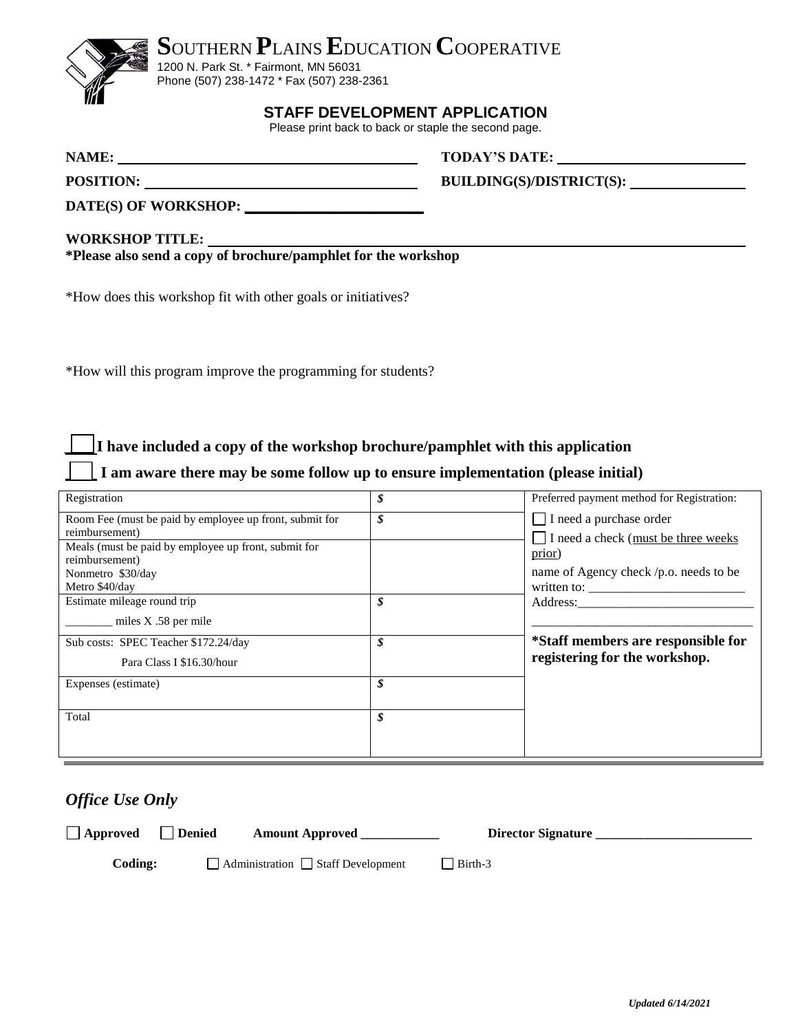# SOUTHERN PLAINS EDUCATION COOPERATIVE

1200 N. Park St. * Fairmont, MN 56031
Phone (507) 238-1472 * Fax (507) 238-2361

## STAFF DEVELOPMENT APPLICATION

Please print back to back or staple the second page.

**NAME:** ______________________ **TODAY'S DATE:** ______________________

**POSITION:** ______________________ **BUILDING(S)/DISTRICT(S):** ______________

**DATE(S) OF WORKSHOP:** ______________________

**WORKSHOP TITLE:** ______________________________________________

***Please also send a copy of brochure/pamphlet for the workshop**

*How does this workshop fit with other goals or initiatives?

*How will this program improve the programming for students?

**___ I have included a copy of the workshop brochure/pamphlet with this application**

**___ I am aware there may be some follow up to ensure implementation (please initial)**

| | | |
|---|---|---|
| Registration | $ | Preferred payment method for Registration: |
| Room Fee (must be paid by employee up front, submit for reimbursement) | $ | ☐ I need a purchase order<br>☐ I need a check (must be three weeks prior) |
| Meals (must be paid by employee up front, submit for reimbursement)<br>Nonmetro $30/day<br>Metro $40/day | | name of Agency check /p.o. needs to be written to: ______________________ |
| Estimate mileage round trip<br>________ miles X .58 per mile | $ | Address:______________________<br>______________________________ |
| Sub costs: SPEC Teacher $172.24/day<br>Para Class I $16.30/hour | $ | ***Staff members are responsible for registering for the workshop.** |
| Expenses (estimate) | $ | |
| Total | $ | |

## *Office Use Only*

☐ **Approved** ☐ **Denied** **Amount Approved** ____________ **Director Signature** ________________________

**Coding:** ☐ Administration ☐ Staff Development ☐ Birth-3

*Updated 6/14/2021*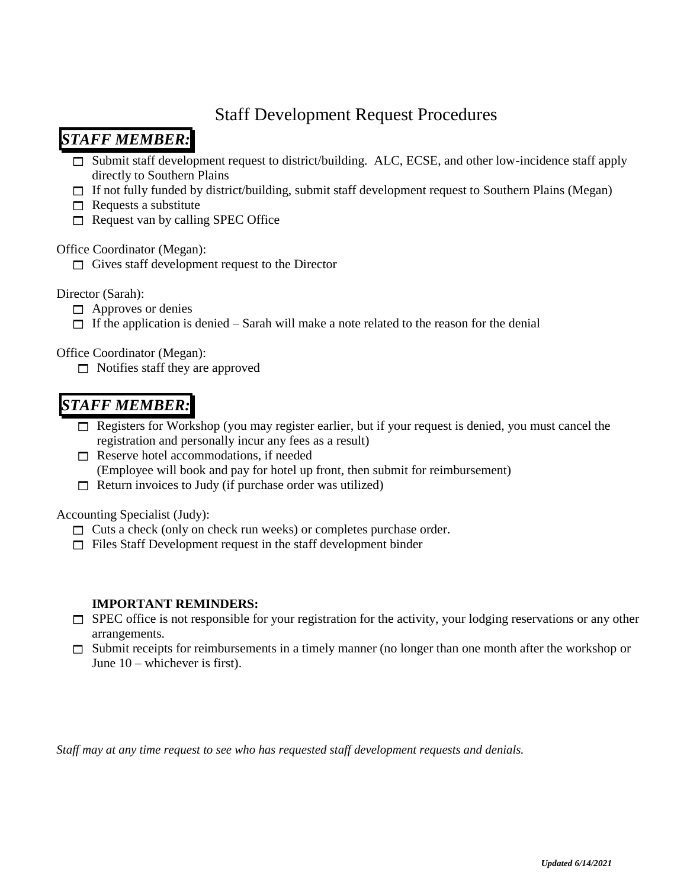# Staff Development Request Procedures

***STAFF MEMBER:***

- ☐ Submit staff development request to district/building. ALC, ECSE, and other low-incidence staff apply directly to Southern Plains
- ☐ If not fully funded by district/building, submit staff development request to Southern Plains (Megan)
- ☐ Requests a substitute
- ☐ Request van by calling SPEC Office

Office Coordinator (Megan):

- ☐ Gives staff development request to the Director

Director (Sarah):

- ☐ Approves or denies
- ☐ If the application is denied – Sarah will make a note related to the reason for the denial

Office Coordinator (Megan):

- ☐ Notifies staff they are approved

***STAFF MEMBER:***

- ☐ Registers for Workshop (you may register earlier, but if your request is denied, you must cancel the registration and personally incur any fees as a result)
- ☐ Reserve hotel accommodations, if needed
  (Employee will book and pay for hotel up front, then submit for reimbursement)
- ☐ Return invoices to Judy (if purchase order was utilized)

Accounting Specialist (Judy):

- ☐ Cuts a check (only on check run weeks) or completes purchase order.
- ☐ Files Staff Development request in the staff development binder

**IMPORTANT REMINDERS:**

- ☐ SPEC office is not responsible for your registration for the activity, your lodging reservations or any other arrangements.
- ☐ Submit receipts for reimbursements in a timely manner (no longer than one month after the workshop or June 10 – whichever is first).

*Staff may at any time request to see who has requested staff development requests and denials.*

***Updated 6/14/2021***